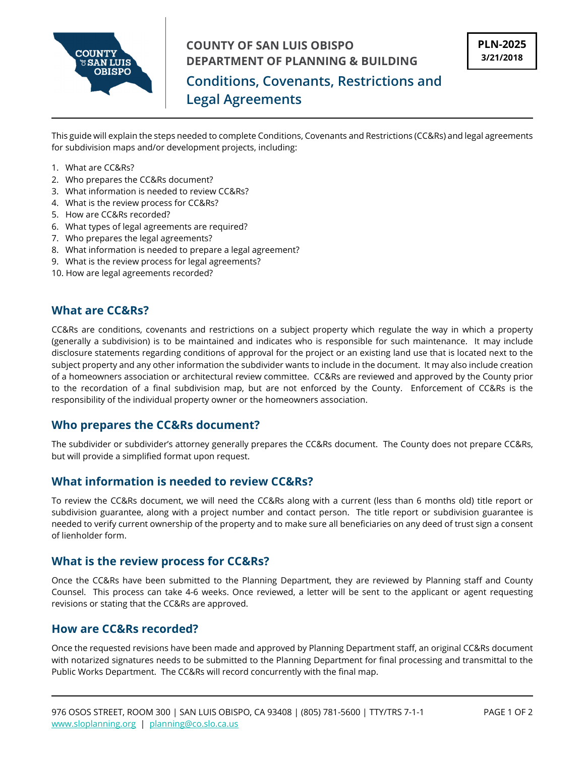**COUNTY OF SAN LUIS OBISPO**
**DEPARTMENT OF PLANNING & BUILDING**

**PLN-2025**
**3/21/2018**

# Conditions, Covenants, Restrictions and Legal Agreements

This guide will explain the steps needed to complete Conditions, Covenants and Restrictions (CC&Rs) and legal agreements for subdivision maps and/or development projects, including:

1. What are CC&Rs?
2. Who prepares the CC&Rs document?
3. What information is needed to review CC&Rs?
4. What is the review process for CC&Rs?
5. How are CC&Rs recorded?
6. What types of legal agreements are required?
7. Who prepares the legal agreements?
8. What information is needed to prepare a legal agreement?
9. What is the review process for legal agreements?
10. How are legal agreements recorded?

## What are CC&Rs?

CC&Rs are conditions, covenants and restrictions on a subject property which regulate the way in which a property (generally a subdivision) is to be maintained and indicates who is responsible for such maintenance. It may include disclosure statements regarding conditions of approval for the project or an existing land use that is located next to the subject property and any other information the subdivider wants to include in the document. It may also include creation of a homeowners association or architectural review committee. CC&Rs are reviewed and approved by the County prior to the recordation of a final subdivision map, but are not enforced by the County. Enforcement of CC&Rs is the responsibility of the individual property owner or the homeowners association.

## Who prepares the CC&Rs document?

The subdivider or subdivider's attorney generally prepares the CC&Rs document. The County does not prepare CC&Rs, but will provide a simplified format upon request.

## What information is needed to review CC&Rs?

To review the CC&Rs document, we will need the CC&Rs along with a current (less than 6 months old) title report or subdivision guarantee, along with a project number and contact person. The title report or subdivision guarantee is needed to verify current ownership of the property and to make sure all beneficiaries on any deed of trust sign a consent of lienholder form.

## What is the review process for CC&Rs?

Once the CC&Rs have been submitted to the Planning Department, they are reviewed by Planning staff and County Counsel. This process can take 4-6 weeks. Once reviewed, a letter will be sent to the applicant or agent requesting revisions or stating that the CC&Rs are approved.

## How are CC&Rs recorded?

Once the requested revisions have been made and approved by Planning Department staff, an original CC&Rs document with notarized signatures needs to be submitted to the Planning Department for final processing and transmittal to the Public Works Department. The CC&Rs will record concurrently with the final map.

976 OSOS STREET, ROOM 300 | SAN LUIS OBISPO, CA 93408 | (805) 781-5600 | TTY/TRS 7-1-1
www.sloplanning.org | planning@co.slo.ca.us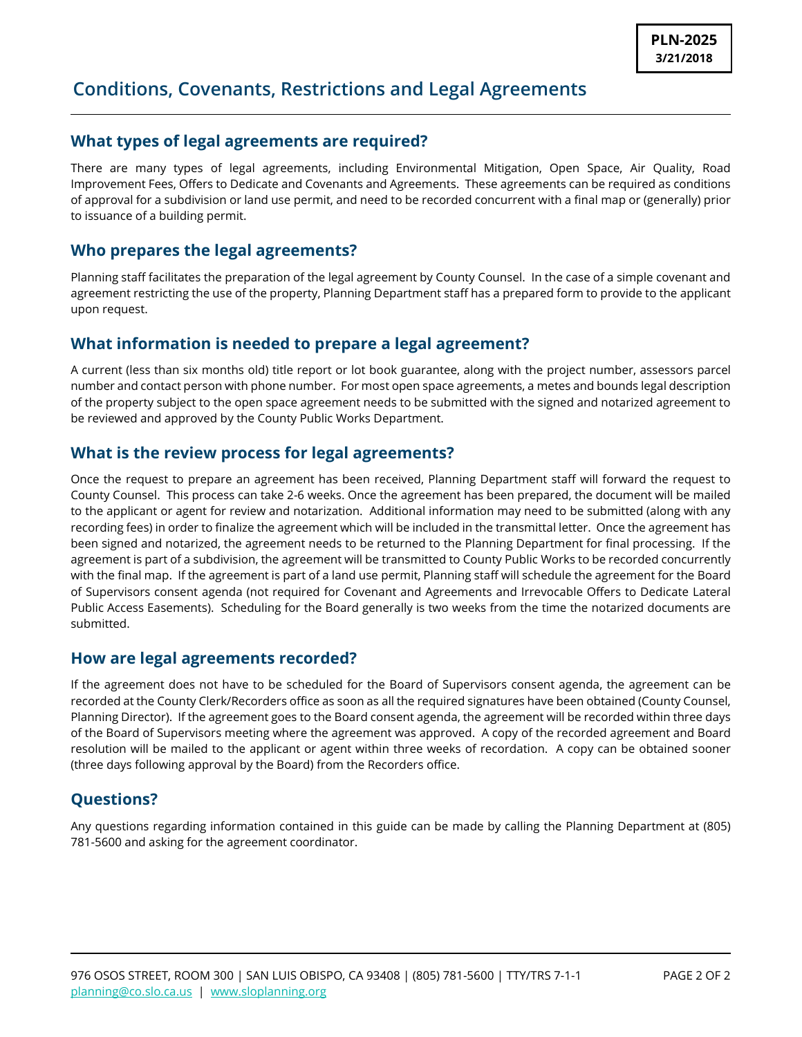PLN-2025
3/21/2018

# Conditions, Covenants, Restrictions and Legal Agreements

## What types of legal agreements are required?

There are many types of legal agreements, including Environmental Mitigation, Open Space, Air Quality, Road Improvement Fees, Offers to Dedicate and Covenants and Agreements. These agreements can be required as conditions of approval for a subdivision or land use permit, and need to be recorded concurrent with a final map or (generally) prior to issuance of a building permit.

## Who prepares the legal agreements?

Planning staff facilitates the preparation of the legal agreement by County Counsel. In the case of a simple covenant and agreement restricting the use of the property, Planning Department staff has a prepared form to provide to the applicant upon request.

## What information is needed to prepare a legal agreement?

A current (less than six months old) title report or lot book guarantee, along with the project number, assessors parcel number and contact person with phone number. For most open space agreements, a metes and bounds legal description of the property subject to the open space agreement needs to be submitted with the signed and notarized agreement to be reviewed and approved by the County Public Works Department.

## What is the review process for legal agreements?

Once the request to prepare an agreement has been received, Planning Department staff will forward the request to County Counsel. This process can take 2-6 weeks. Once the agreement has been prepared, the document will be mailed to the applicant or agent for review and notarization. Additional information may need to be submitted (along with any recording fees) in order to finalize the agreement which will be included in the transmittal letter. Once the agreement has been signed and notarized, the agreement needs to be returned to the Planning Department for final processing. If the agreement is part of a subdivision, the agreement will be transmitted to County Public Works to be recorded concurrently with the final map. If the agreement is part of a land use permit, Planning staff will schedule the agreement for the Board of Supervisors consent agenda (not required for Covenant and Agreements and Irrevocable Offers to Dedicate Lateral Public Access Easements). Scheduling for the Board generally is two weeks from the time the notarized documents are submitted.

## How are legal agreements recorded?

If the agreement does not have to be scheduled for the Board of Supervisors consent agenda, the agreement can be recorded at the County Clerk/Recorders office as soon as all the required signatures have been obtained (County Counsel, Planning Director). If the agreement goes to the Board consent agenda, the agreement will be recorded within three days of the Board of Supervisors meeting where the agreement was approved. A copy of the recorded agreement and Board resolution will be mailed to the applicant or agent within three weeks of recordation. A copy can be obtained sooner (three days following approval by the Board) from the Recorders office.

## Questions?

Any questions regarding information contained in this guide can be made by calling the Planning Department at (805) 781-5600 and asking for the agreement coordinator.